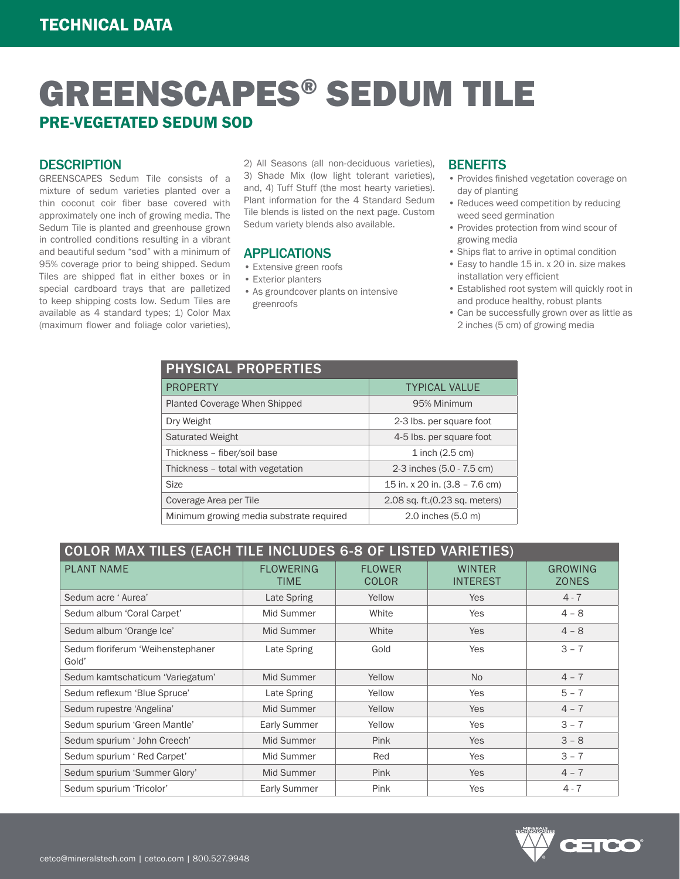TECHNICAL DATA

# GREENSCAPES® SEDUM TILE

## PRE-VEGETATED SEDUM SOD

### DESCRIPTION

GREENSCAPES Sedum Tile consists of a mixture of sedum varieties planted over a thin coconut coir fiber base covered with approximately one inch of growing media. The Sedum Tile is planted and greenhouse grown in controlled conditions resulting in a vibrant and beautiful sedum "sod" with a minimum of 95% coverage prior to being shipped. Sedum Tiles are shipped flat in either boxes or in special cardboard trays that are palletized to keep shipping costs low. Sedum Tiles are available as 4 standard types; 1) Color Max (maximum flower and foliage color varieties), 2) All Seasons (all non-deciduous varieties), 3) Shade Mix (low light tolerant varieties), and, 4) Tuff Stuff (the most hearty varieties). Plant information for the 4 Standard Sedum Tile blends is listed on the next page. Custom Sedum variety blends also available.

### APPLICATIONS

- Extensive green roofs
- Exterior planters
- As groundcover plants on intensive greenroofs

### BENEFITS

- Provides finished vegetation coverage on day of planting
- Reduces weed competition by reducing weed seed germination
- Provides protection from wind scour of growing media
- Ships flat to arrive in optimal condition
- Easy to handle 15 in. x 20 in. size makes installation very efficient
- Established root system will quickly root in and produce healthy, robust plants
- Can be successfully grown over as little as 2 inches (5 cm) of growing media

| PHYSICAL PROPERTIES | |
|---|---|
| PROPERTY | TYPICAL VALUE |
| Planted Coverage When Shipped | 95% Minimum |
| Dry Weight | 2-3 lbs. per square foot |
| Saturated Weight | 4-5 lbs. per square foot |
| Thickness – fiber/soil base | 1 inch (2.5 cm) |
| Thickness – total with vegetation | 2-3 inches (5.0 - 7.5 cm) |
| Size | 15 in. x 20 in. (3.8 – 7.6 cm) |
| Coverage Area per Tile | 2.08 sq. ft.(0.23 sq. meters) |
| Minimum growing media substrate required | 2.0 inches (5.0 m) |

| COLOR MAX TILES (EACH TILE INCLUDES 6-8 OF LISTED VARIETIES) | | | | |
|---|---|---|---|---|
| PLANT NAME | FLOWERING TIME | FLOWER COLOR | WINTER INTEREST | GROWING ZONES |
| Sedum acre ' Aurea' | Late Spring | Yellow | Yes | 4 - 7 |
| Sedum album 'Coral Carpet' | Mid Summer | White | Yes | 4 – 8 |
| Sedum album 'Orange Ice' | Mid Summer | White | Yes | 4 – 8 |
| Sedum floriferum 'Weihenstephaner Gold' | Late Spring | Gold | Yes | 3 – 7 |
| Sedum kamtschaticum 'Variegatum' | Mid Summer | Yellow | No | 4 – 7 |
| Sedum reflexum 'Blue Spruce' | Late Spring | Yellow | Yes | 5 – 7 |
| Sedum rupestre 'Angelina' | Mid Summer | Yellow | Yes | 4 – 7 |
| Sedum spurium 'Green Mantle' | Early Summer | Yellow | Yes | 3 – 7 |
| Sedum spurium ' John Creech' | Mid Summer | Pink | Yes | 3 – 8 |
| Sedum spurium ' Red Carpet' | Mid Summer | Red | Yes | 3 – 7 |
| Sedum spurium 'Summer Glory' | Mid Summer | Pink | Yes | 4 – 7 |
| Sedum spurium 'Tricolor' | Early Summer | Pink | Yes | 4 - 7 |

cetco@mineralstech.com | cetco.com | 800.527.9948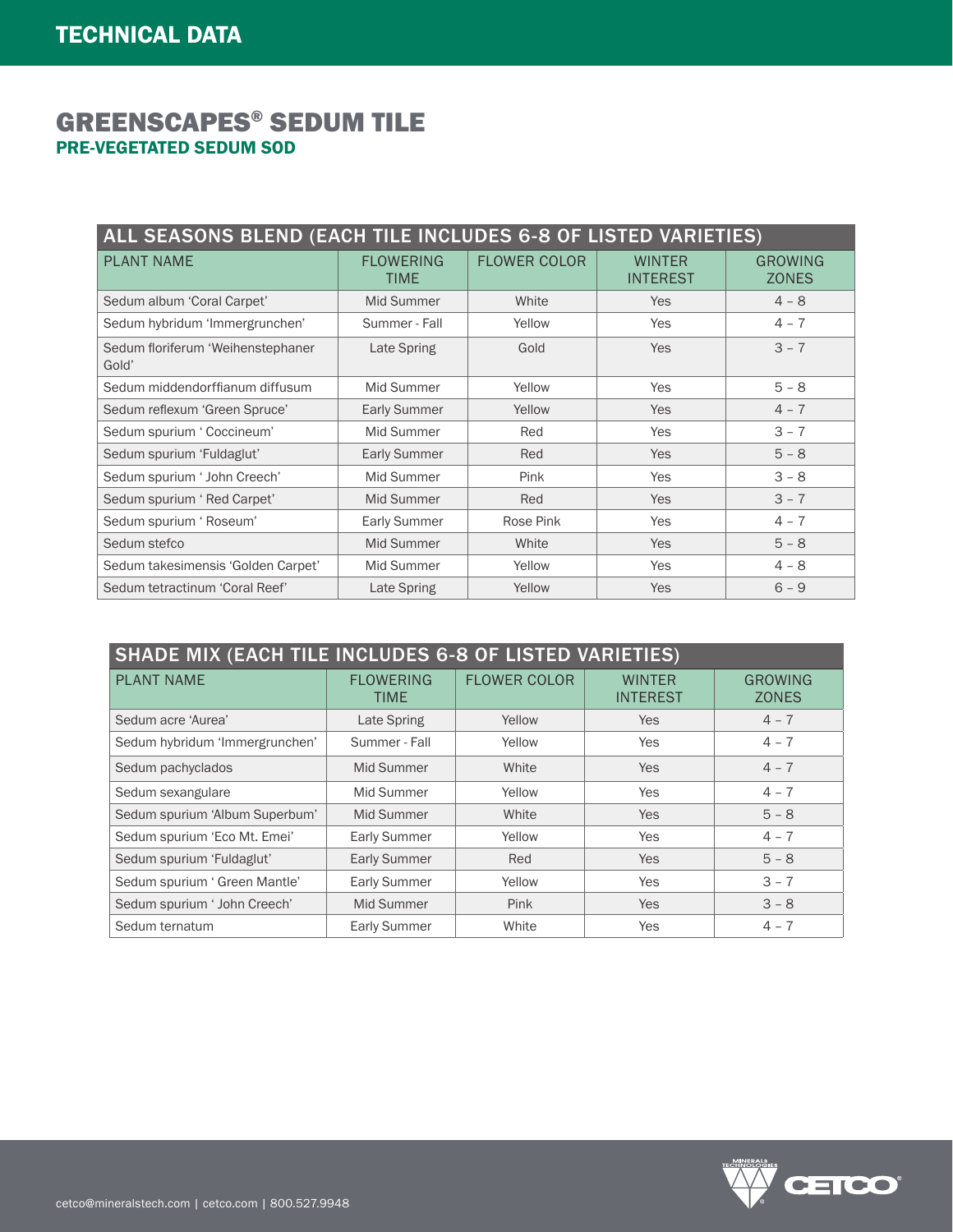# GREENSCAPES® SEDUM TILE

## PRE-VEGETATED SEDUM SOD

| ALL SEASONS BLEND (EACH TILE INCLUDES 6-8 OF LISTED VARIETIES) | | | | |
|---|---|---|---|---|
| PLANT NAME | FLOWERING TIME | FLOWER COLOR | WINTER INTEREST | GROWING ZONES |
| Sedum album 'Coral Carpet' | Mid Summer | White | Yes | 4 – 8 |
| Sedum hybridum 'Immergrunchen' | Summer - Fall | Yellow | Yes | 4 – 7 |
| Sedum floriferum 'Weihenstephaner Gold' | Late Spring | Gold | Yes | 3 – 7 |
| Sedum middendorffianum diffusum | Mid Summer | Yellow | Yes | 5 – 8 |
| Sedum reflexum 'Green Spruce' | Early Summer | Yellow | Yes | 4 – 7 |
| Sedum spurium ' Coccineum' | Mid Summer | Red | Yes | 3 – 7 |
| Sedum spurium 'Fuldaglut' | Early Summer | Red | Yes | 5 – 8 |
| Sedum spurium ' John Creech' | Mid Summer | Pink | Yes | 3 – 8 |
| Sedum spurium ' Red Carpet' | Mid Summer | Red | Yes | 3 – 7 |
| Sedum spurium ' Roseum' | Early Summer | Rose Pink | Yes | 4 – 7 |
| Sedum stefco | Mid Summer | White | Yes | 5 – 8 |
| Sedum takesimensis 'Golden Carpet' | Mid Summer | Yellow | Yes | 4 – 8 |
| Sedum tetractinum 'Coral Reef' | Late Spring | Yellow | Yes | 6 – 9 |

| SHADE MIX (EACH TILE INCLUDES 6-8 OF LISTED VARIETIES) | | | | |
|---|---|---|---|---|
| PLANT NAME | FLOWERING TIME | FLOWER COLOR | WINTER INTEREST | GROWING ZONES |
| Sedum acre 'Aurea' | Late Spring | Yellow | Yes | 4 – 7 |
| Sedum hybridum 'Immergrunchen' | Summer - Fall | Yellow | Yes | 4 – 7 |
| Sedum pachyclados | Mid Summer | White | Yes | 4 – 7 |
| Sedum sexangulare | Mid Summer | Yellow | Yes | 4 – 7 |
| Sedum spurium 'Album Superbum' | Mid Summer | White | Yes | 5 – 8 |
| Sedum spurium 'Eco Mt. Emei' | Early Summer | Yellow | Yes | 4 – 7 |
| Sedum spurium 'Fuldaglut' | Early Summer | Red | Yes | 5 – 8 |
| Sedum spurium ' Green Mantle' | Early Summer | Yellow | Yes | 3 – 7 |
| Sedum spurium ' John Creech' | Mid Summer | Pink | Yes | 3 – 8 |
| Sedum ternatum | Early Summer | White | Yes | 4 – 7 |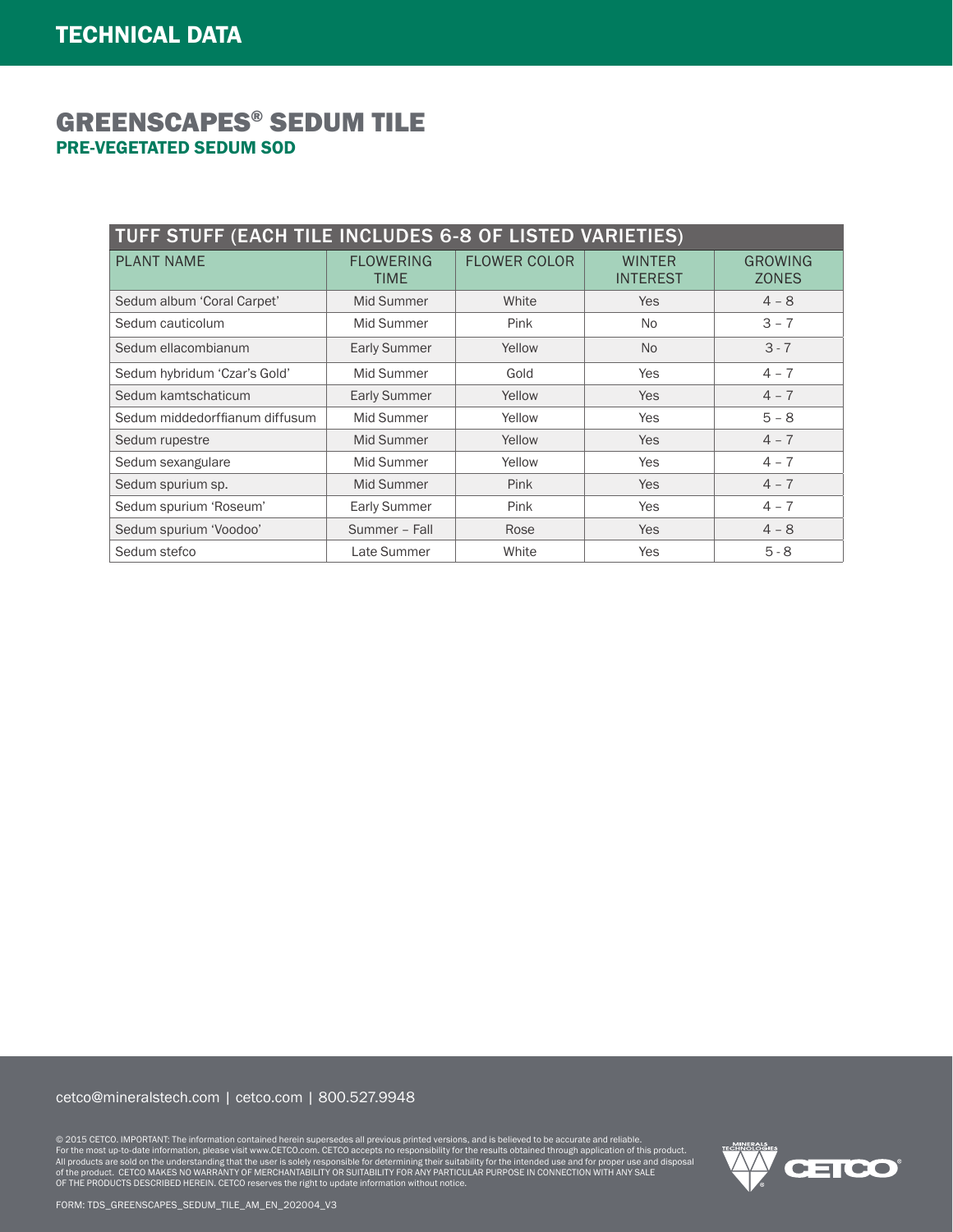# GREENSCAPES® SEDUM TILE

## PRE-VEGETATED SEDUM SOD

| TUFF STUFF (EACH TILE INCLUDES 6-8 OF LISTED VARIETIES) | | | | |
|---|---|---|---|---|
| PLANT NAME | FLOWERING TIME | FLOWER COLOR | WINTER INTEREST | GROWING ZONES |
| Sedum album 'Coral Carpet' | Mid Summer | White | Yes | 4 – 8 |
| Sedum cauticolum | Mid Summer | Pink | No | 3 – 7 |
| Sedum ellacombianum | Early Summer | Yellow | No | 3 - 7 |
| Sedum hybridum 'Czar's Gold' | Mid Summer | Gold | Yes | 4 – 7 |
| Sedum kamtschaticum | Early Summer | Yellow | Yes | 4 – 7 |
| Sedum middedorffianum diffusum | Mid Summer | Yellow | Yes | 5 – 8 |
| Sedum rupestre | Mid Summer | Yellow | Yes | 4 – 7 |
| Sedum sexangulare | Mid Summer | Yellow | Yes | 4 – 7 |
| Sedum spurium sp. | Mid Summer | Pink | Yes | 4 – 7 |
| Sedum spurium 'Roseum' | Early Summer | Pink | Yes | 4 – 7 |
| Sedum spurium 'Voodoo' | Summer – Fall | Rose | Yes | 4 – 8 |
| Sedum stefco | Late Summer | White | Yes | 5 - 8 |

cetco@mineralstech.com | cetco.com | 800.527.9948

© 2015 CETCO. IMPORTANT: The information contained herein supersedes all previous printed versions, and is believed to be accurate and reliable. For the most up-to-date information, please visit www.CETCO.com. CETCO accepts no responsibility for the results obtained through application of this product. All products are sold on the understanding that the user is solely responsible for determining their suitability for the intended use and for proper use and disposal of the product. CETCO MAKES NO WARRANTY OF MERCHANTABILITY OR SUITABILITY FOR ANY PARTICULAR PURPOSE IN CONNECTION WITH ANY SALE OF THE PRODUCTS DESCRIBED HEREIN. CETCO reserves the right to update information without notice.

FORM: TDS_GREENSCAPES_SEDUM_TILE_AM_EN_202004_V3